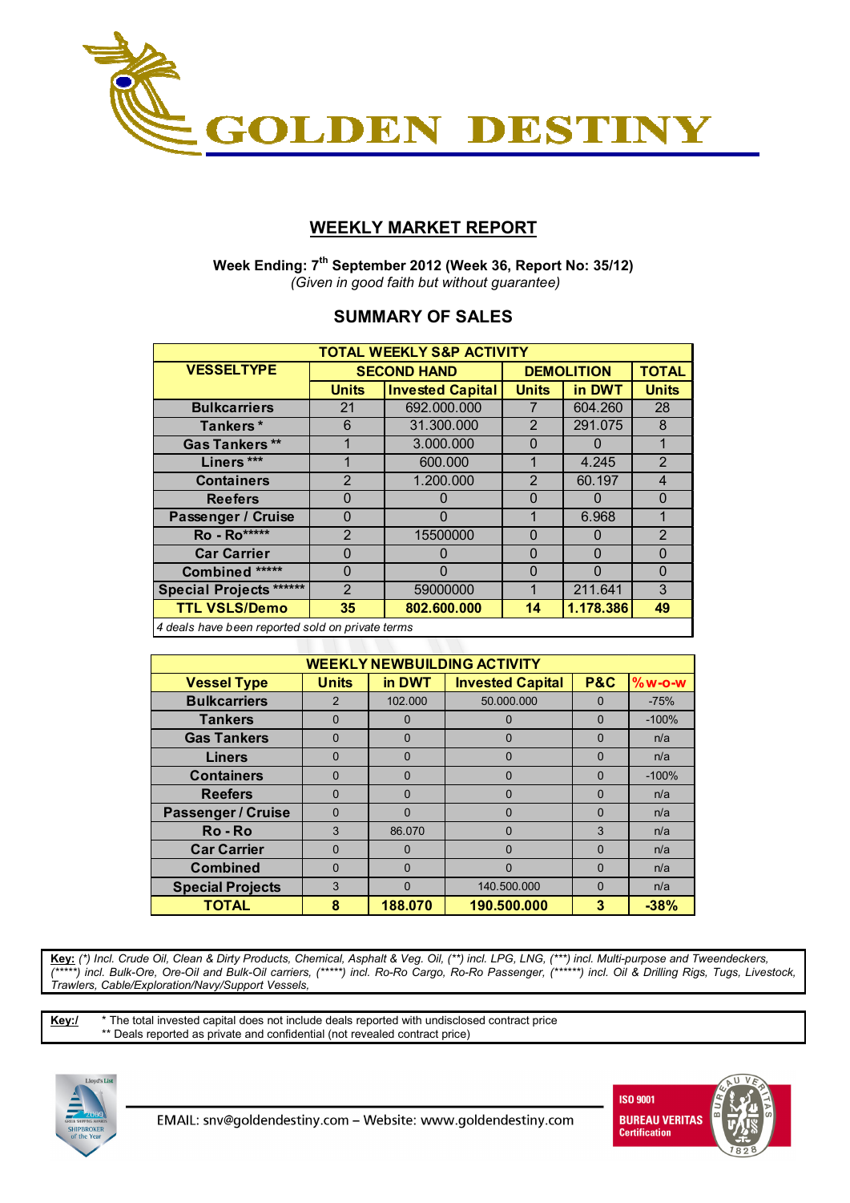# GOLDEN DESTINY

## WEEKLY MARKET REPORT

**Week Ending: 7th September 2012 (Week 36, Report No: 35/12)**
*(Given in good faith but without guarantee)*

## SUMMARY OF SALES

| TOTAL WEEKLY S&P ACTIVITY | | | | | |
|---|---|---|---|---|---|
| **VESSELTYPE** | **SECOND HAND** | | **DEMOLITION** | | **TOTAL** |
| | **Units** | **Invested Capital** | **Units** | **in DWT** | **Units** |
| **Bulkcarriers** | 21 | 692.000.000 | 7 | 604.260 | 28 |
| **Tankers *** | 6 | 31.300.000 | 2 | 291.075 | 8 |
| **Gas Tankers **** | 1 | 3.000.000 | 0 | 0 | 1 |
| **Liners ***** | 1 | 600.000 | 1 | 4.245 | 2 |
| **Containers** | 2 | 1.200.000 | 2 | 60.197 | 4 |
| **Reefers** | 0 | 0 | 0 | 0 | 0 |
| **Passenger / Cruise** | 0 | 0 | 1 | 6.968 | 1 |
| **Ro - Ro******* | 2 | 15500000 | 0 | 0 | 2 |
| **Car Carrier** | 0 | 0 | 0 | 0 | 0 |
| **Combined ******* | 0 | 0 | 0 | 0 | 0 |
| **Special Projects ********* | 2 | 59000000 | 1 | 211.641 | 3 |
| **TTL VSLS/Demo** | **35** | **802.600.000** | **14** | **1.178.386** | **49** |

*4 deals have been reported sold on private terms*

| WEEKLY NEWBUILDING ACTIVITY | | | | | |
|---|---|---|---|---|---|
| **Vessel Type** | **Units** | **in DWT** | **Invested Capital** | **P&C** | **%w-o-w** |
| **Bulkcarriers** | 2 | 102.000 | 50.000.000 | 0 | -75% |
| **Tankers** | 0 | 0 | 0 | 0 | -100% |
| **Gas Tankers** | 0 | 0 | 0 | 0 | n/a |
| **Liners** | 0 | 0 | 0 | 0 | n/a |
| **Containers** | 0 | 0 | 0 | 0 | -100% |
| **Reefers** | 0 | 0 | 0 | 0 | n/a |
| **Passenger / Cruise** | 0 | 0 | 0 | 0 | n/a |
| **Ro - Ro** | 3 | 86.070 | 0 | 3 | n/a |
| **Car Carrier** | 0 | 0 | 0 | 0 | n/a |
| **Combined** | 0 | 0 | 0 | 0 | n/a |
| **Special Projects** | 3 | 0 | 140.500.000 | 0 | n/a |
| **TOTAL** | **8** | **188.070** | **190.500.000** | **3** | **-38%** |

**Key:** *(*) Incl. Crude Oil, Clean & Dirty Products, Chemical, Asphalt & Veg. Oil, (**) incl. LPG, LNG, (***) incl. Multi-purpose and Tweendeckers, (*****) incl. Bulk-Ore, Ore-Oil and Bulk-Oil carriers, (*****) incl. Ro-Ro Cargo, Ro-Ro Passenger, (******) incl. Oil & Drilling Rigs, Tugs, Livestock, Trawlers, Cable/Exploration/Navy/Support Vessels,*

**Key:/** * The total invested capital does not include deals reported with undisclosed contract price
** Deals reported as private and confidential (not revealed contract price)

EMAIL: snv@goldendestiny.com – Website: www.goldendestiny.com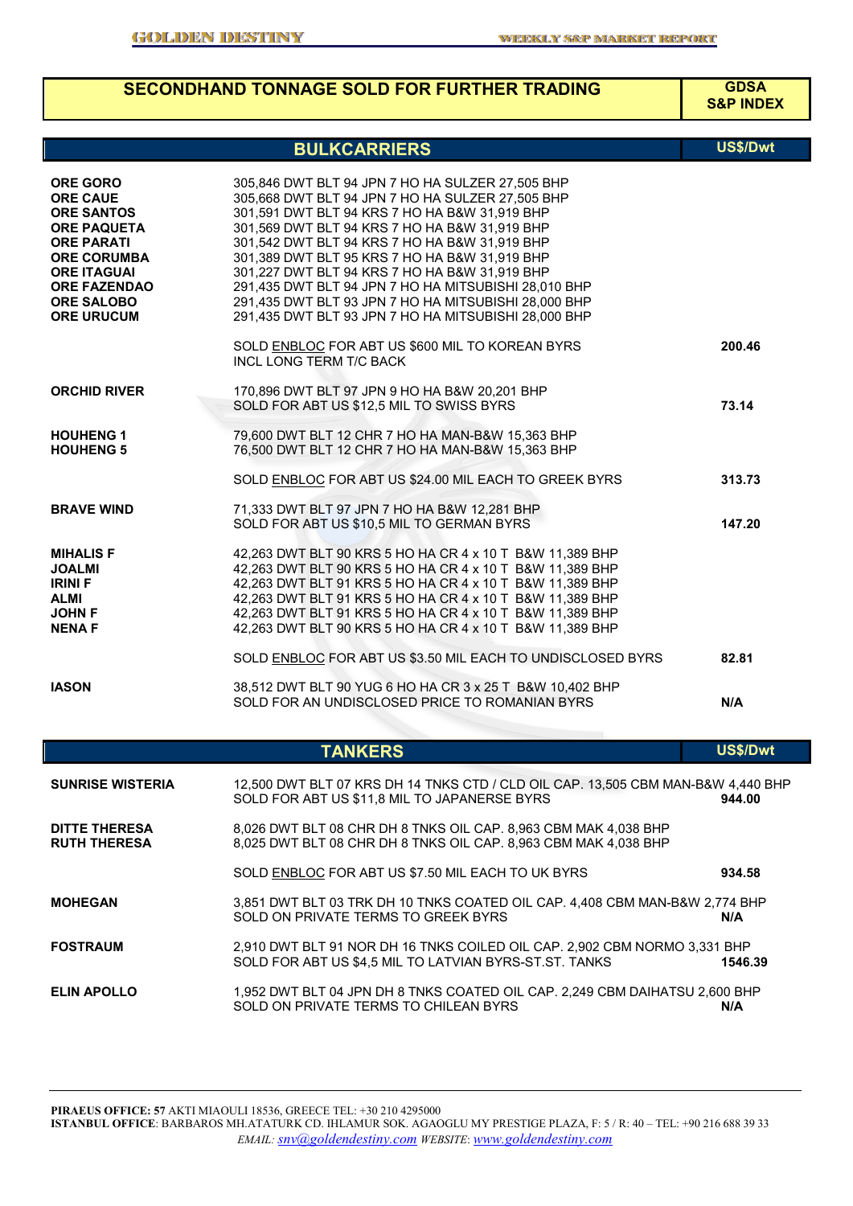## SECONDHAND TONNAGE SOLD FOR FURTHER TRADING

**GDSA S&P INDEX**

### BULKCARRIERS

| Vessel | Details | US$/Dwt |
|---|---|---|
| **ORE GORO** | 305,846 DWT BLT 94 JPN 7 HO HA SULZER 27,505 BHP | |
| **ORE CAUE** | 305,668 DWT BLT 94 JPN 7 HO HA SULZER 27,505 BHP | |
| **ORE SANTOS** | 301,591 DWT BLT 94 KRS 7 HO HA B&W 31,919 BHP | |
| **ORE PAQUETA** | 301,569 DWT BLT 94 KRS 7 HO HA B&W 31,919 BHP | |
| **ORE PARATI** | 301,542 DWT BLT 94 KRS 7 HO HA B&W 31,919 BHP | |
| **ORE CORUMBA** | 301,389 DWT BLT 95 KRS 7 HO HA B&W 31,919 BHP | |
| **ORE ITAGUAI** | 301,227 DWT BLT 94 KRS 7 HO HA B&W 31,919 BHP | |
| **ORE FAZENDAO** | 291,435 DWT BLT 94 JPN 7 HO HA MITSUBISHI 28,010 BHP | |
| **ORE SALOBO** | 291,435 DWT BLT 93 JPN 7 HO HA MITSUBISHI 28,000 BHP | |
| **ORE URUCUM** | 291,435 DWT BLT 93 JPN 7 HO HA MITSUBISHI 28,000 BHP | |
| | SOLD ENBLOC FOR ABT US $600 MIL TO KOREAN BYRS INCL LONG TERM T/C BACK | **200.46** |
| **ORCHID RIVER** | 170,896 DWT BLT 97 JPN 9 HO HA B&W 20,201 BHP SOLD FOR ABT US $12,5 MIL TO SWISS BYRS | **73.14** |
| **HOUHENG 1** | 79,600 DWT BLT 12 CHR 7 HO HA MAN-B&W 15,363 BHP | |
| **HOUHENG 5** | 76,500 DWT BLT 12 CHR 7 HO HA MAN-B&W 15,363 BHP | |
| | SOLD ENBLOC FOR ABT US $24.00 MIL EACH TO GREEK BYRS | **313.73** |
| **BRAVE WIND** | 71,333 DWT BLT 97 JPN 7 HO HA B&W 12,281 BHP SOLD FOR ABT US $10,5 MIL TO GERMAN BYRS | **147.20** |
| **MIHALIS F** | 42,263 DWT BLT 90 KRS 5 HO HA CR 4 x 10 T B&W 11,389 BHP | |
| **JOALMI** | 42,263 DWT BLT 90 KRS 5 HO HA CR 4 x 10 T B&W 11,389 BHP | |
| **IRINI F** | 42,263 DWT BLT 91 KRS 5 HO HA CR 4 x 10 T B&W 11,389 BHP | |
| **ALMI** | 42,263 DWT BLT 91 KRS 5 HO HA CR 4 x 10 T B&W 11,389 BHP | |
| **JOHN F** | 42,263 DWT BLT 91 KRS 5 HO HA CR 4 x 10 T B&W 11,389 BHP | |
| **NENA F** | 42,263 DWT BLT 90 KRS 5 HO HA CR 4 x 10 T B&W 11,389 BHP | |
| | SOLD ENBLOC FOR ABT US $3.50 MIL EACH TO UNDISCLOSED BYRS | **82.81** |
| **IASON** | 38,512 DWT BLT 90 YUG 6 HO HA CR 3 x 25 T B&W 10,402 BHP SOLD FOR AN UNDISCLOSED PRICE TO ROMANIAN BYRS | **N/A** |

### TANKERS

| Vessel | Details | US$/Dwt |
|---|---|---|
| **SUNRISE WISTERIA** | 12,500 DWT BLT 07 KRS DH 14 TNKS CTD / CLD OIL CAP. 13,505 CBM MAN-B&W 4,440 BHP SOLD FOR ABT US $11,8 MIL TO JAPANERSE BYRS | **944.00** |
| **DITTE THERESA** | 8,026 DWT BLT 08 CHR DH 8 TNKS OIL CAP. 8,963 CBM MAK 4,038 BHP | |
| **RUTH THERESA** | 8,025 DWT BLT 08 CHR DH 8 TNKS OIL CAP. 8,963 CBM MAK 4,038 BHP | |
| | SOLD ENBLOC FOR ABT US $7.50 MIL EACH TO UK BYRS | **934.58** |
| **MOHEGAN** | 3,851 DWT BLT 03 TRK DH 10 TNKS COATED OIL CAP. 4,408 CBM MAN-B&W 2,774 BHP SOLD ON PRIVATE TERMS TO GREEK BYRS | **N/A** |
| **FOSTRAUM** | 2,910 DWT BLT 91 NOR DH 16 TNKS COILED OIL CAP. 2,902 CBM NORMO 3,331 BHP SOLD FOR ABT US $4,5 MIL TO LATVIAN BYRS-ST.ST. TANKS | **1546.39** |
| **ELIN APOLLO** | 1,952 DWT BLT 04 JPN DH 8 TNKS COATED OIL CAP. 2,249 CBM DAIHATSU 2,600 BHP SOLD ON PRIVATE TERMS TO CHILEAN BYRS | **N/A** |

**PIRAEUS OFFICE: 57** AKTI MIAOULI 18536, GREECE TEL: +30 210 4295000
**ISTANBUL OFFICE**: BARBAROS MH.ATATURK CD. IHLAMUR SOK. AGAOGLU MY PRESTIGE PLAZA, F: 5 / R: 40 – TEL: +90 216 688 39 33
*EMAIL: snv@goldendestiny.com WEBSITE: www.goldendestiny.com*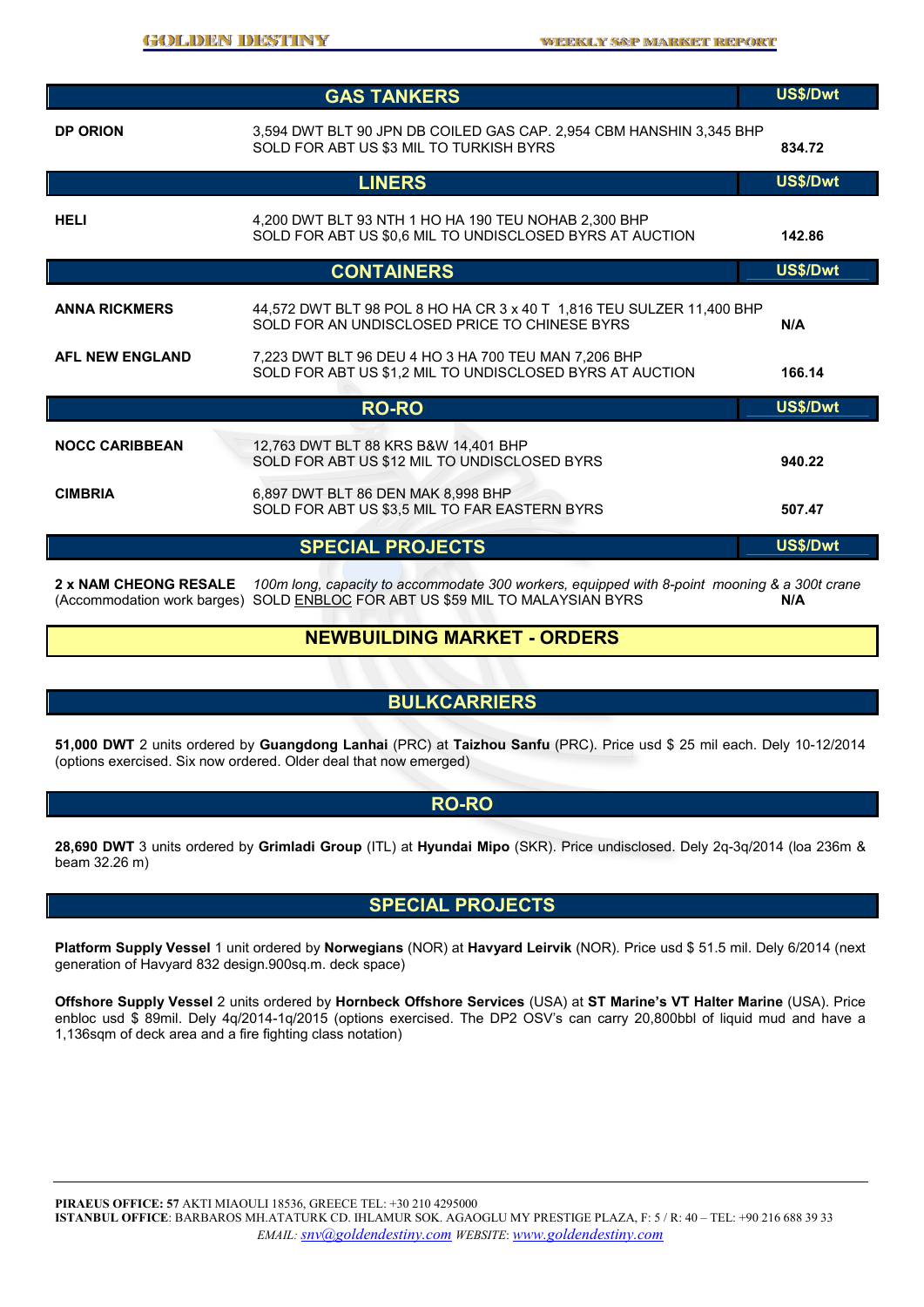| GAS TANKERS | | US$/Dwt |
|---|---|---|
| **DP ORION** | 3,594 DWT BLT 90 JPN DB COILED GAS CAP. 2,954 CBM HANSHIN 3,345 BHP SOLD FOR ABT US $3 MIL TO TURKISH BYRS | **834.72** |

| LINERS | | US$/Dwt |
|---|---|---|
| **HELI** | 4,200 DWT BLT 93 NTH 1 HO HA 190 TEU NOHAB 2,300 BHP SOLD FOR ABT US $0,6 MIL TO UNDISCLOSED BYRS AT AUCTION | **142.86** |

| CONTAINERS | | US$/Dwt |
|---|---|---|
| **ANNA RICKMERS** | 44,572 DWT BLT 98 POL 8 HO HA CR 3 x 40 T 1,816 TEU SULZER 11,400 BHP SOLD FOR AN UNDISCLOSED PRICE TO CHINESE BYRS | **N/A** |
| **AFL NEW ENGLAND** | 7,223 DWT BLT 96 DEU 4 HO 3 HA 700 TEU MAN 7,206 BHP SOLD FOR ABT US $1,2 MIL TO UNDISCLOSED BYRS AT AUCTION | **166.14** |

| RO-RO | | US$/Dwt |
|---|---|---|
| **NOCC CARIBBEAN** | 12,763 DWT BLT 88 KRS B&W 14,401 BHP SOLD FOR ABT US $12 MIL TO UNDISCLOSED BYRS | **940.22** |
| **CIMBRIA** | 6,897 DWT BLT 86 DEN MAK 8,998 BHP SOLD FOR ABT US $3,5 MIL TO FAR EASTERN BYRS | **507.47** |

| SPECIAL PROJECTS | | US$/Dwt |
|---|---|---|
| **2 x NAM CHEONG RESALE** (Accommodation work barges) | *100m long, capacity to accommodate 300 workers, equipped with 8-point mooning & a 300t crane* SOLD ENBLOC FOR ABT US $59 MIL TO MALAYSIAN BYRS | **N/A** |

## NEWBUILDING MARKET - ORDERS

### BULKCARRIERS

**51,000 DWT** 2 units ordered by **Guangdong Lanhai** (PRC) at **Taizhou Sanfu** (PRC). Price usd $ 25 mil each. Dely 10-12/2014 (options exercised. Six now ordered. Older deal that now emerged)

### RO-RO

**28,690 DWT** 3 units ordered by **Grimladi Group** (ITL) at **Hyundai Mipo** (SKR). Price undisclosed. Dely 2q-3q/2014 (loa 236m & beam 32.26 m)

### SPECIAL PROJECTS

**Platform Supply Vessel** 1 unit ordered by **Norwegians** (NOR) at **Havyard Leirvik** (NOR). Price usd $ 51.5 mil. Dely 6/2014 (next generation of Havyard 832 design.900sq.m. deck space)

**Offshore Supply Vessel** 2 units ordered by **Hornbeck Offshore Services** (USA) at **ST Marine's VT Halter Marine** (USA). Price enbloc usd $ 89mil. Dely 4q/2014-1q/2015 (options exercised. The DP2 OSV's can carry 20,800bbl of liquid mud and have a 1,136sqm of deck area and a fire fighting class notation)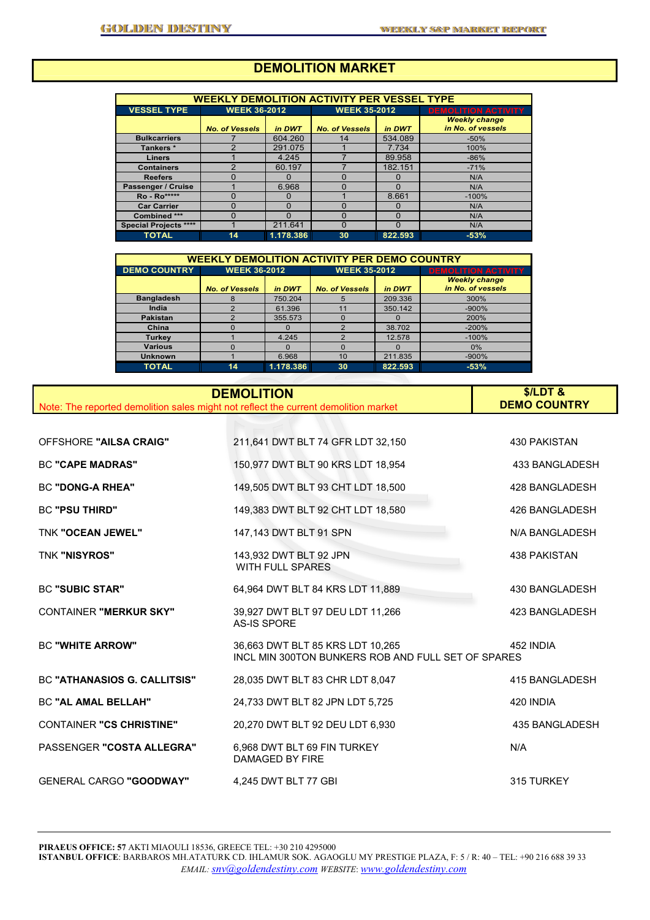# DEMOLITION MARKET

| WEEKLY DEMOLITION ACTIVITY PER VESSEL TYPE | | | | | |
|---|---|---|---|---|---|
| VESSEL TYPE | WEEK 36-2012 | | WEEK 35-2012 | | DEMOLITION ACTIVITY |
| | No. of Vessels | in DWT | No. of Vessels | in DWT | Weekly change in No. of vessels |
| Bulkcarriers | 7 | 604.260 | 14 | 534.089 | -50% |
| Tankers * | 2 | 291.075 | 1 | 7.734 | 100% |
| Liners | 1 | 4.245 | 7 | 89.958 | -86% |
| Containers | 2 | 60.197 | 7 | 182.151 | -71% |
| Reefers | 0 | 0 | 0 | 0 | N/A |
| Passenger / Cruise | 1 | 6.968 | 0 | 0 | N/A |
| Ro - Ro***** | 0 | 0 | 1 | 8.661 | -100% |
| Car Carrier | 0 | 0 | 0 | 0 | N/A |
| Combined *** | 0 | 0 | 0 | 0 | N/A |
| Special Projects **** | 1 | 211.641 | 0 | 0 | N/A |
| TOTAL | 14 | 1.178.386 | 30 | 822.593 | -53% |

| WEEKLY DEMOLITION ACTIVITY PER DEMO COUNTRY | | | | | |
|---|---|---|---|---|---|
| DEMO COUNTRY | WEEK 36-2012 | | WEEK 35-2012 | | DEMOLITION ACTIVITY |
| | No. of Vessels | in DWT | No. of Vessels | in DWT | Weekly change in No. of vessels |
| Bangladesh | 8 | 750.204 | 5 | 209.336 | 300% |
| India | 2 | 61.396 | 11 | 350.142 | -900% |
| Pakistan | 2 | 355.573 | 0 | 0 | 200% |
| China | 0 | 0 | 2 | 38.702 | -200% |
| Turkey | 1 | 4.245 | 2 | 12.578 | -100% |
| Various | 0 | 0 | 0 | 0 | 0% |
| Unknown | 1 | 6.968 | 10 | 211.835 | -900% |
| TOTAL | 14 | 1.178.386 | 30 | 822.593 | -53% |

## DEMOLITION

Note: The reported demolition sales might not reflect the current demolition market

| Vessel | Details | $/LDT & DEMO COUNTRY |
|---|---|---|
| OFFSHORE **"AILSA CRAIG"** | 211,641 DWT BLT 74 GFR LDT 32,150 | 430 PAKISTAN |
| BC **"CAPE MADRAS"** | 150,977 DWT BLT 90 KRS LDT 18,954 | 433 BANGLADESH |
| BC **"DONG-A RHEA"** | 149,505 DWT BLT 93 CHT LDT 18,500 | 428 BANGLADESH |
| BC **"PSU THIRD"** | 149,383 DWT BLT 92 CHT LDT 18,580 | 426 BANGLADESH |
| TNK **"OCEAN JEWEL"** | 147,143 DWT BLT 91 SPN | N/A BANGLADESH |
| TNK **"NISYROS"** | 143,932 DWT BLT 92 JPN WITH FULL SPARES | 438 PAKISTAN |
| BC **"SUBIC STAR"** | 64,964 DWT BLT 84 KRS LDT 11,889 | 430 BANGLADESH |
| CONTAINER **"MERKUR SKY"** | 39,927 DWT BLT 97 DEU LDT 11,266 AS-IS SPORE | 423 BANGLADESH |
| BC **"WHITE ARROW"** | 36,663 DWT BLT 85 KRS LDT 10,265 INCL MIN 300TON BUNKERS ROB AND FULL SET OF SPARES | 452 INDIA |
| BC **"ATHANASIOS G. CALLITSIS"** | 28,035 DWT BLT 83 CHR LDT 8,047 | 415 BANGLADESH |
| BC **"AL AMAL BELLAH"** | 24,733 DWT BLT 82 JPN LDT 5,725 | 420 INDIA |
| CONTAINER **"CS CHRISTINE"** | 20,270 DWT BLT 92 DEU LDT 6,930 | 435 BANGLADESH |
| PASSENGER **"COSTA ALLEGRA"** | 6,968 DWT BLT 69 FIN TURKEY DAMAGED BY FIRE | N/A |
| GENERAL CARGO **"GOODWAY"** | 4,245 DWT BLT 77 GBI | 315 TURKEY |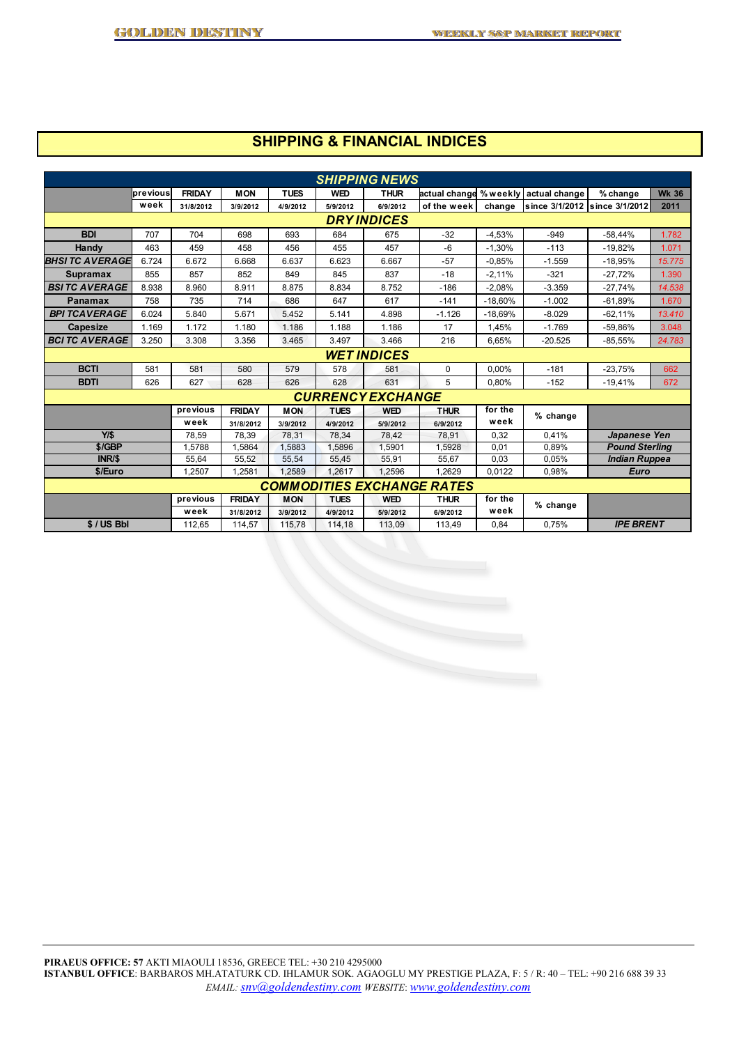## SHIPPING & FINANCIAL INDICES

| SHIPPING NEWS | | | | | | | | | | | |
|---|---|---|---|---|---|---|---|---|---|---|---|
| | previous week | FRIDAY 31/8/2012 | MON 3/9/2012 | TUES 4/9/2012 | WED 5/9/2012 | THUR 6/9/2012 | actual change of the week | % weekly change | actual change since 3/1/2012 | % change since 3/1/2012 | Wk 36 2011 |
| **DRY INDICES** | | | | | | | | | | | |
| BDI | 707 | 704 | 698 | 693 | 684 | 675 | -32 | -4,53% | -949 | -58,44% | 1.782 |
| Handy | 463 | 459 | 458 | 456 | 455 | 457 | -6 | -1,30% | -113 | -19,82% | 1.071 |
| BHSI TC AVERAGE | 6.724 | 6.672 | 6.668 | 6.637 | 6.623 | 6.667 | -57 | -0,85% | -1.559 | -18,95% | 15.775 |
| Supramax | 855 | 857 | 852 | 849 | 845 | 837 | -18 | -2,11% | -321 | -27,72% | 1.390 |
| BSI TC AVERAGE | 8.938 | 8.960 | 8.911 | 8.875 | 8.834 | 8.752 | -186 | -2,08% | -3.359 | -27,74% | 14.538 |
| Panamax | 758 | 735 | 714 | 686 | 647 | 617 | -141 | -18,60% | -1.002 | -61,89% | 1.670 |
| BPI TCAVERAGE | 6.024 | 5.840 | 5.671 | 5.452 | 5.141 | 4.898 | -1.126 | -18,69% | -8.029 | -62,11% | 13.410 |
| Capesize | 1.169 | 1.172 | 1.180 | 1.186 | 1.188 | 1.186 | 17 | 1,45% | -1.769 | -59,86% | 3.048 |
| BCI TC AVERAGE | 3.250 | 3.308 | 3.356 | 3.465 | 3.497 | 3.466 | 216 | 6,65% | -20.525 | -85,55% | 24.783 |
| **WET INDICES** | | | | | | | | | | | |
| BCTI | 581 | 581 | 580 | 579 | 578 | 581 | 0 | 0,00% | -181 | -23,75% | 662 |
| BDTI | 626 | 627 | 628 | 626 | 628 | 631 | 5 | 0,80% | -152 | -19,41% | 672 |

| CURRENCY EXCHANGE | previous week | FRIDAY 31/8/2012 | MON 3/9/2012 | TUES 4/9/2012 | WED 5/9/2012 | THUR 6/9/2012 | for the week | % change | |
|---|---|---|---|---|---|---|---|---|---|
| Y/$ | 78,59 | 78,39 | 78,31 | 78,34 | 78,42 | 78,91 | 0,32 | 0,41% | Japanese Yen |
| $/GBP | 1,5788 | 1,5864 | 1,5883 | 1,5896 | 1,5901 | 1,5928 | 0,01 | 0,89% | Pound Sterling |
| INR/$ | 55,64 | 55,52 | 55,54 | 55,45 | 55,91 | 55,67 | 0,03 | 0,05% | Indian Ruppea |
| $/Euro | 1,2507 | 1,2581 | 1,2589 | 1,2617 | 1,2596 | 1,2629 | 0,0122 | 0,98% | Euro |

| COMMODITIES EXCHANGE RATES | previous week | FRIDAY 31/8/2012 | MON 3/9/2012 | TUES 4/9/2012 | WED 5/9/2012 | THUR 6/9/2012 | for the week | % change | |
|---|---|---|---|---|---|---|---|---|---|
| $ / US Bbl | 112,65 | 114,57 | 115,78 | 114,18 | 113,09 | 113,49 | 0,84 | 0,75% | IPE BRENT |

**PIRAEUS OFFICE: 57** AKTI MIAOULI 18536, GREECE TEL: +30 210 4295000
**ISTANBUL OFFICE**: BARBAROS MH.ATATURK CD. IHLAMUR SOK. AGAOGLU MY PRESTIGE PLAZA, F: 5 / R: 40 – TEL: +90 216 688 39 33
*EMAIL: snv@goldendestiny.com WEBSITE: www.goldendestiny.com*